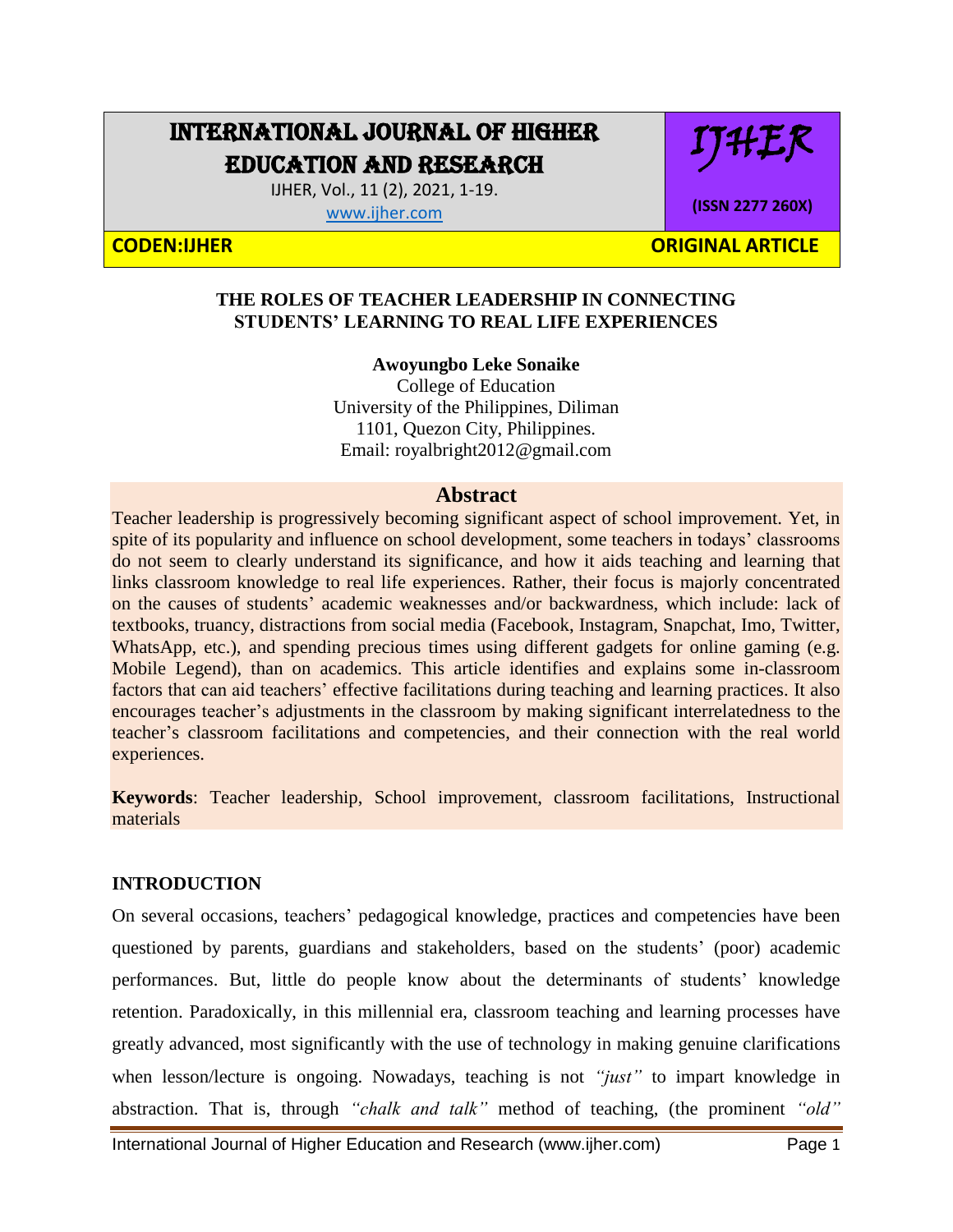# THE ROLES OF TEACHER LEADERSHIP IN CONNECTING STUDENTS' LEARNING TO REAL LIFE EXPERIENCES

**Awoyungbo Leke Sonaike**
College of Education
University of the Philippines, Diliman
1101, Quezon City, Philippines.
Email: royalbright2012@gmail.com

## Abstract

Teacher leadership is progressively becoming significant aspect of school improvement. Yet, in spite of its popularity and influence on school development, some teachers in todays' classrooms do not seem to clearly understand its significance, and how it aids teaching and learning that links classroom knowledge to real life experiences. Rather, their focus is majorly concentrated on the causes of students' academic weaknesses and/or backwardness, which include: lack of textbooks, truancy, distractions from social media (Facebook, Instagram, Snapchat, Imo, Twitter, WhatsApp, etc.), and spending precious times using different gadgets for online gaming (e.g. Mobile Legend), than on academics. This article identifies and explains some in-classroom factors that can aid teachers' effective facilitations during teaching and learning practices. It also encourages teacher's adjustments in the classroom by making significant interrelatedness to the teacher's classroom facilitations and competencies, and their connection with the real world experiences.

**Keywords**: Teacher leadership, School improvement, classroom facilitations, Instructional materials

## INTRODUCTION

On several occasions, teachers' pedagogical knowledge, practices and competencies have been questioned by parents, guardians and stakeholders, based on the students' (poor) academic performances. But, little do people know about the determinants of students' knowledge retention. Paradoxically, in this millennial era, classroom teaching and learning processes have greatly advanced, most significantly with the use of technology in making genuine clarifications when lesson/lecture is ongoing. Nowadays, teaching is not *"just"* to impart knowledge in abstraction. That is, through *"chalk and talk"* method of teaching, (the prominent *"old"*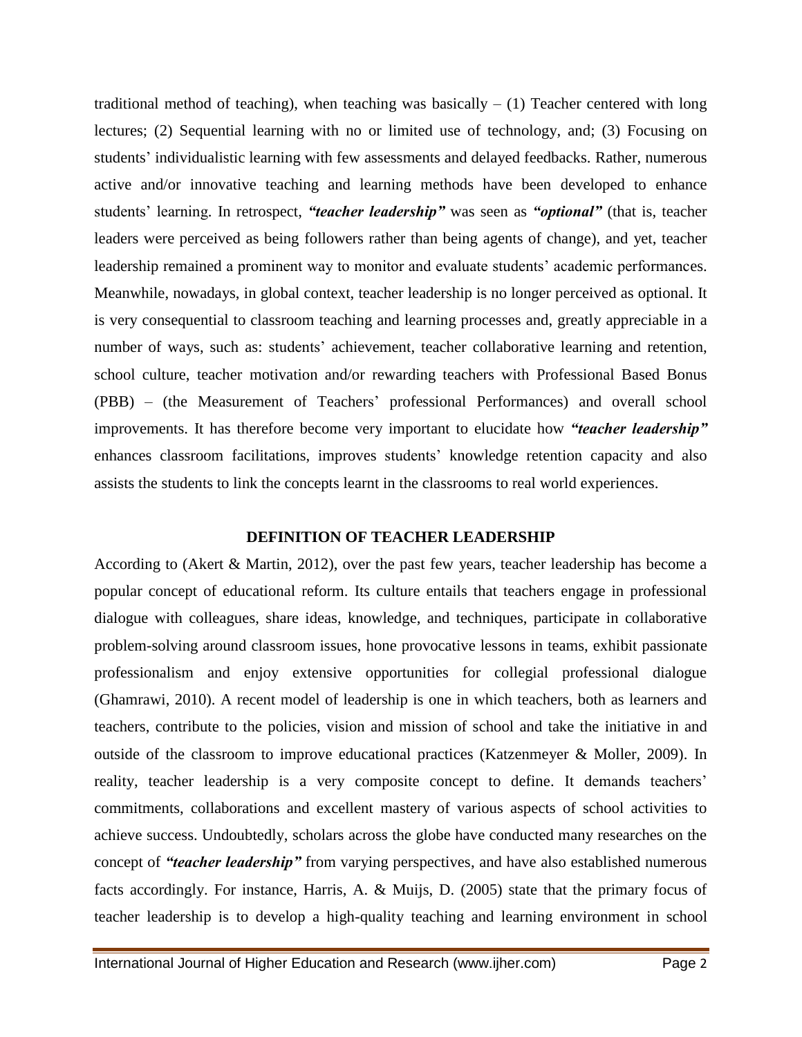traditional method of teaching), when teaching was basically – (1) Teacher centered with long lectures; (2) Sequential learning with no or limited use of technology, and; (3) Focusing on students' individualistic learning with few assessments and delayed feedbacks. Rather, numerous active and/or innovative teaching and learning methods have been developed to enhance students' learning. In retrospect, ***"teacher leadership"*** was seen as ***"optional"*** (that is, teacher leaders were perceived as being followers rather than being agents of change), and yet, teacher leadership remained a prominent way to monitor and evaluate students' academic performances. Meanwhile, nowadays, in global context, teacher leadership is no longer perceived as optional. It is very consequential to classroom teaching and learning processes and, greatly appreciable in a number of ways, such as: students' achievement, teacher collaborative learning and retention, school culture, teacher motivation and/or rewarding teachers with Professional Based Bonus (PBB) – (the Measurement of Teachers' professional Performances) and overall school improvements. It has therefore become very important to elucidate how ***"teacher leadership"*** enhances classroom facilitations, improves students' knowledge retention capacity and also assists the students to link the concepts learnt in the classrooms to real world experiences.

## DEFINITION OF TEACHER LEADERSHIP

According to (Akert & Martin, 2012), over the past few years, teacher leadership has become a popular concept of educational reform. Its culture entails that teachers engage in professional dialogue with colleagues, share ideas, knowledge, and techniques, participate in collaborative problem-solving around classroom issues, hone provocative lessons in teams, exhibit passionate professionalism and enjoy extensive opportunities for collegial professional dialogue (Ghamrawi, 2010). A recent model of leadership is one in which teachers, both as learners and teachers, contribute to the policies, vision and mission of school and take the initiative in and outside of the classroom to improve educational practices (Katzenmeyer & Moller, 2009). In reality, teacher leadership is a very composite concept to define. It demands teachers' commitments, collaborations and excellent mastery of various aspects of school activities to achieve success. Undoubtedly, scholars across the globe have conducted many researches on the concept of ***"teacher leadership"*** from varying perspectives, and have also established numerous facts accordingly. For instance, Harris, A. & Muijs, D. (2005) state that the primary focus of teacher leadership is to develop a high-quality teaching and learning environment in school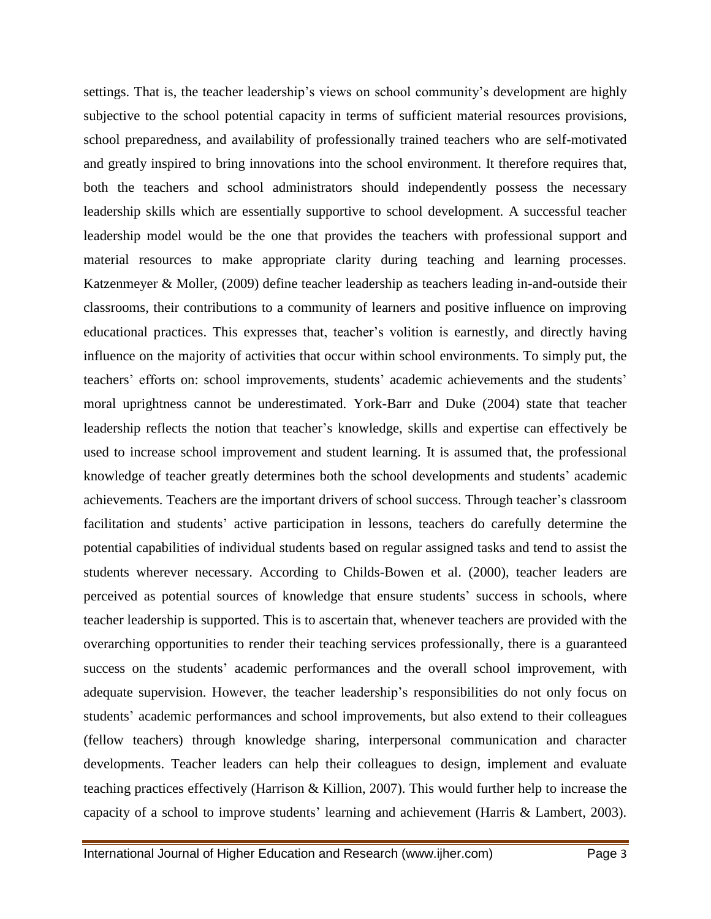settings. That is, the teacher leadership's views on school community's development are highly subjective to the school potential capacity in terms of sufficient material resources provisions, school preparedness, and availability of professionally trained teachers who are self-motivated and greatly inspired to bring innovations into the school environment. It therefore requires that, both the teachers and school administrators should independently possess the necessary leadership skills which are essentially supportive to school development. A successful teacher leadership model would be the one that provides the teachers with professional support and material resources to make appropriate clarity during teaching and learning processes. Katzenmeyer & Moller, (2009) define teacher leadership as teachers leading in-and-outside their classrooms, their contributions to a community of learners and positive influence on improving educational practices. This expresses that, teacher's volition is earnestly, and directly having influence on the majority of activities that occur within school environments. To simply put, the teachers' efforts on: school improvements, students' academic achievements and the students' moral uprightness cannot be underestimated. York-Barr and Duke (2004) state that teacher leadership reflects the notion that teacher's knowledge, skills and expertise can effectively be used to increase school improvement and student learning. It is assumed that, the professional knowledge of teacher greatly determines both the school developments and students' academic achievements. Teachers are the important drivers of school success. Through teacher's classroom facilitation and students' active participation in lessons, teachers do carefully determine the potential capabilities of individual students based on regular assigned tasks and tend to assist the students wherever necessary. According to Childs-Bowen et al. (2000), teacher leaders are perceived as potential sources of knowledge that ensure students' success in schools, where teacher leadership is supported. This is to ascertain that, whenever teachers are provided with the overarching opportunities to render their teaching services professionally, there is a guaranteed success on the students' academic performances and the overall school improvement, with adequate supervision. However, the teacher leadership's responsibilities do not only focus on students' academic performances and school improvements, but also extend to their colleagues (fellow teachers) through knowledge sharing, interpersonal communication and character developments. Teacher leaders can help their colleagues to design, implement and evaluate teaching practices effectively (Harrison & Killion, 2007). This would further help to increase the capacity of a school to improve students' learning and achievement (Harris & Lambert, 2003).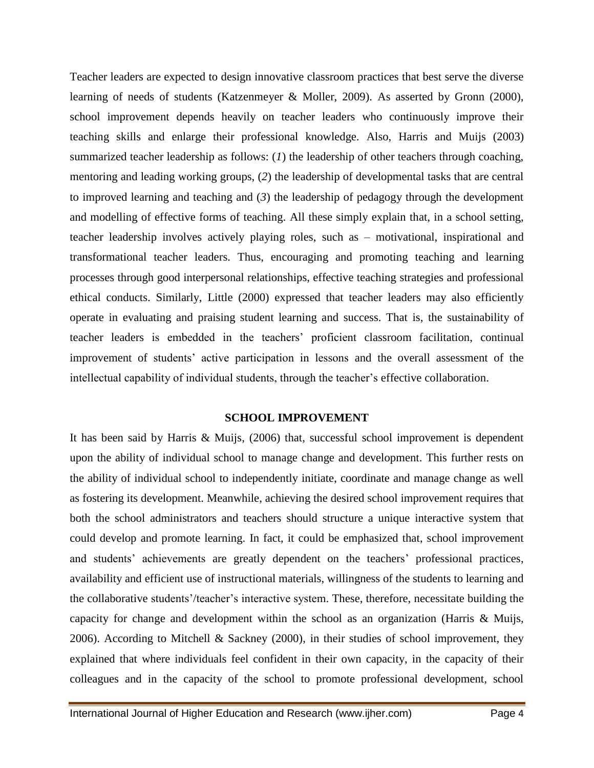Teacher leaders are expected to design innovative classroom practices that best serve the diverse learning of needs of students (Katzenmeyer & Moller, 2009). As asserted by Gronn (2000), school improvement depends heavily on teacher leaders who continuously improve their teaching skills and enlarge their professional knowledge. Also, Harris and Muijs (2003) summarized teacher leadership as follows: (*1*) the leadership of other teachers through coaching, mentoring and leading working groups, (*2*) the leadership of developmental tasks that are central to improved learning and teaching and (*3*) the leadership of pedagogy through the development and modelling of effective forms of teaching. All these simply explain that, in a school setting, teacher leadership involves actively playing roles, such as – motivational, inspirational and transformational teacher leaders. Thus, encouraging and promoting teaching and learning processes through good interpersonal relationships, effective teaching strategies and professional ethical conducts. Similarly, Little (2000) expressed that teacher leaders may also efficiently operate in evaluating and praising student learning and success. That is, the sustainability of teacher leaders is embedded in the teachers' proficient classroom facilitation, continual improvement of students' active participation in lessons and the overall assessment of the intellectual capability of individual students, through the teacher's effective collaboration.

## SCHOOL IMPROVEMENT

It has been said by Harris & Muijs, (2006) that, successful school improvement is dependent upon the ability of individual school to manage change and development. This further rests on the ability of individual school to independently initiate, coordinate and manage change as well as fostering its development. Meanwhile, achieving the desired school improvement requires that both the school administrators and teachers should structure a unique interactive system that could develop and promote learning. In fact, it could be emphasized that, school improvement and students' achievements are greatly dependent on the teachers' professional practices, availability and efficient use of instructional materials, willingness of the students to learning and the collaborative students'/teacher's interactive system. These, therefore, necessitate building the capacity for change and development within the school as an organization (Harris & Muijs, 2006). According to Mitchell & Sackney (2000), in their studies of school improvement, they explained that where individuals feel confident in their own capacity, in the capacity of their colleagues and in the capacity of the school to promote professional development, school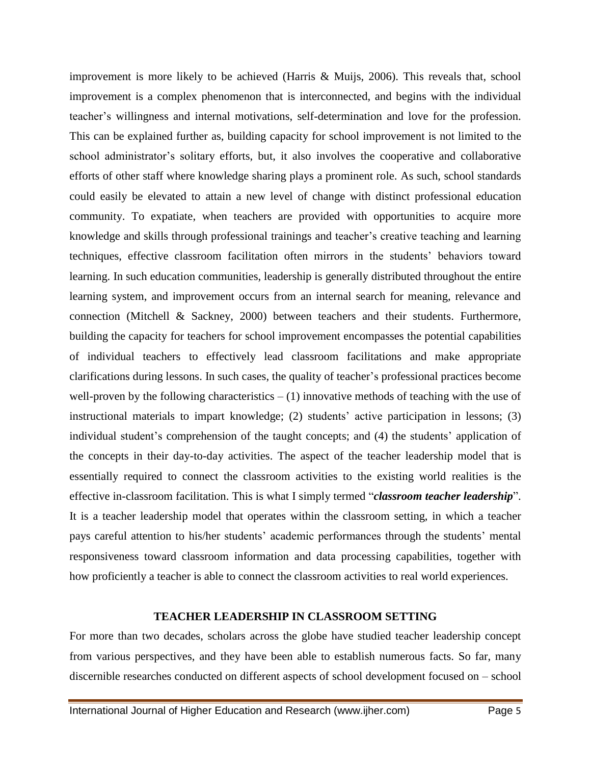improvement is more likely to be achieved (Harris & Muijs, 2006). This reveals that, school improvement is a complex phenomenon that is interconnected, and begins with the individual teacher's willingness and internal motivations, self-determination and love for the profession. This can be explained further as, building capacity for school improvement is not limited to the school administrator's solitary efforts, but, it also involves the cooperative and collaborative efforts of other staff where knowledge sharing plays a prominent role. As such, school standards could easily be elevated to attain a new level of change with distinct professional education community. To expatiate, when teachers are provided with opportunities to acquire more knowledge and skills through professional trainings and teacher's creative teaching and learning techniques, effective classroom facilitation often mirrors in the students' behaviors toward learning. In such education communities, leadership is generally distributed throughout the entire learning system, and improvement occurs from an internal search for meaning, relevance and connection (Mitchell & Sackney, 2000) between teachers and their students. Furthermore, building the capacity for teachers for school improvement encompasses the potential capabilities of individual teachers to effectively lead classroom facilitations and make appropriate clarifications during lessons. In such cases, the quality of teacher's professional practices become well-proven by the following characteristics – (1) innovative methods of teaching with the use of instructional materials to impart knowledge; (2) students' active participation in lessons; (3) individual student's comprehension of the taught concepts; and (4) the students' application of the concepts in their day-to-day activities. The aspect of the teacher leadership model that is essentially required to connect the classroom activities to the existing world realities is the effective in-classroom facilitation. This is what I simply termed "***classroom teacher leadership***". It is a teacher leadership model that operates within the classroom setting, in which a teacher pays careful attention to his/her students' academic performances through the students' mental responsiveness toward classroom information and data processing capabilities, together with how proficiently a teacher is able to connect the classroom activities to real world experiences.

## TEACHER LEADERSHIP IN CLASSROOM SETTING

For more than two decades, scholars across the globe have studied teacher leadership concept from various perspectives, and they have been able to establish numerous facts. So far, many discernible researches conducted on different aspects of school development focused on – school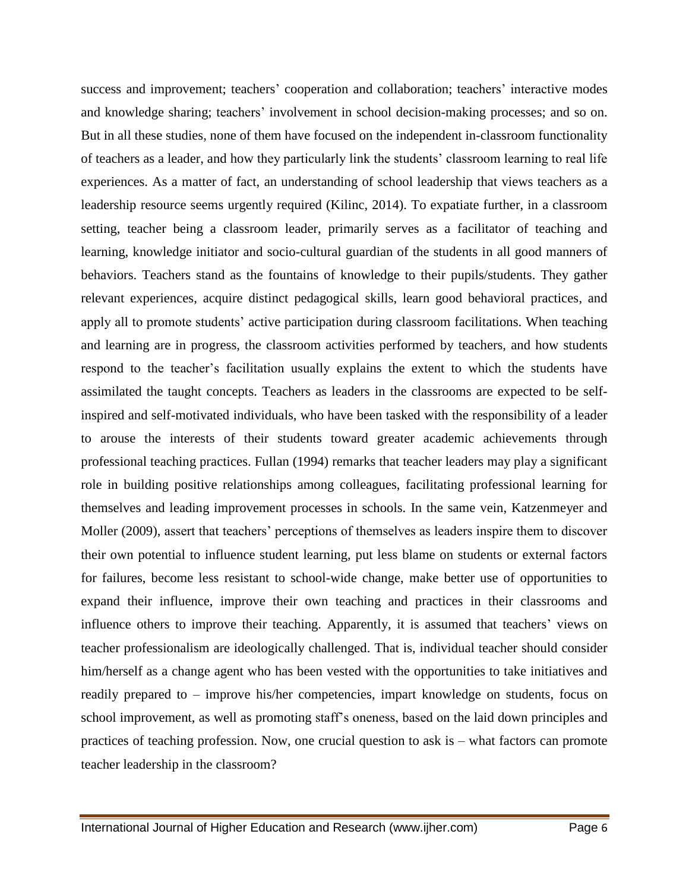success and improvement; teachers' cooperation and collaboration; teachers' interactive modes and knowledge sharing; teachers' involvement in school decision-making processes; and so on. But in all these studies, none of them have focused on the independent in-classroom functionality of teachers as a leader, and how they particularly link the students' classroom learning to real life experiences. As a matter of fact, an understanding of school leadership that views teachers as a leadership resource seems urgently required (Kilinc, 2014). To expatiate further, in a classroom setting, teacher being a classroom leader, primarily serves as a facilitator of teaching and learning, knowledge initiator and socio-cultural guardian of the students in all good manners of behaviors. Teachers stand as the fountains of knowledge to their pupils/students. They gather relevant experiences, acquire distinct pedagogical skills, learn good behavioral practices, and apply all to promote students' active participation during classroom facilitations. When teaching and learning are in progress, the classroom activities performed by teachers, and how students respond to the teacher's facilitation usually explains the extent to which the students have assimilated the taught concepts. Teachers as leaders in the classrooms are expected to be self-inspired and self-motivated individuals, who have been tasked with the responsibility of a leader to arouse the interests of their students toward greater academic achievements through professional teaching practices. Fullan (1994) remarks that teacher leaders may play a significant role in building positive relationships among colleagues, facilitating professional learning for themselves and leading improvement processes in schools. In the same vein, Katzenmeyer and Moller (2009), assert that teachers' perceptions of themselves as leaders inspire them to discover their own potential to influence student learning, put less blame on students or external factors for failures, become less resistant to school-wide change, make better use of opportunities to expand their influence, improve their own teaching and practices in their classrooms and influence others to improve their teaching. Apparently, it is assumed that teachers' views on teacher professionalism are ideologically challenged. That is, individual teacher should consider him/herself as a change agent who has been vested with the opportunities to take initiatives and readily prepared to – improve his/her competencies, impart knowledge on students, focus on school improvement, as well as promoting staff's oneness, based on the laid down principles and practices of teaching profession. Now, one crucial question to ask is – what factors can promote teacher leadership in the classroom?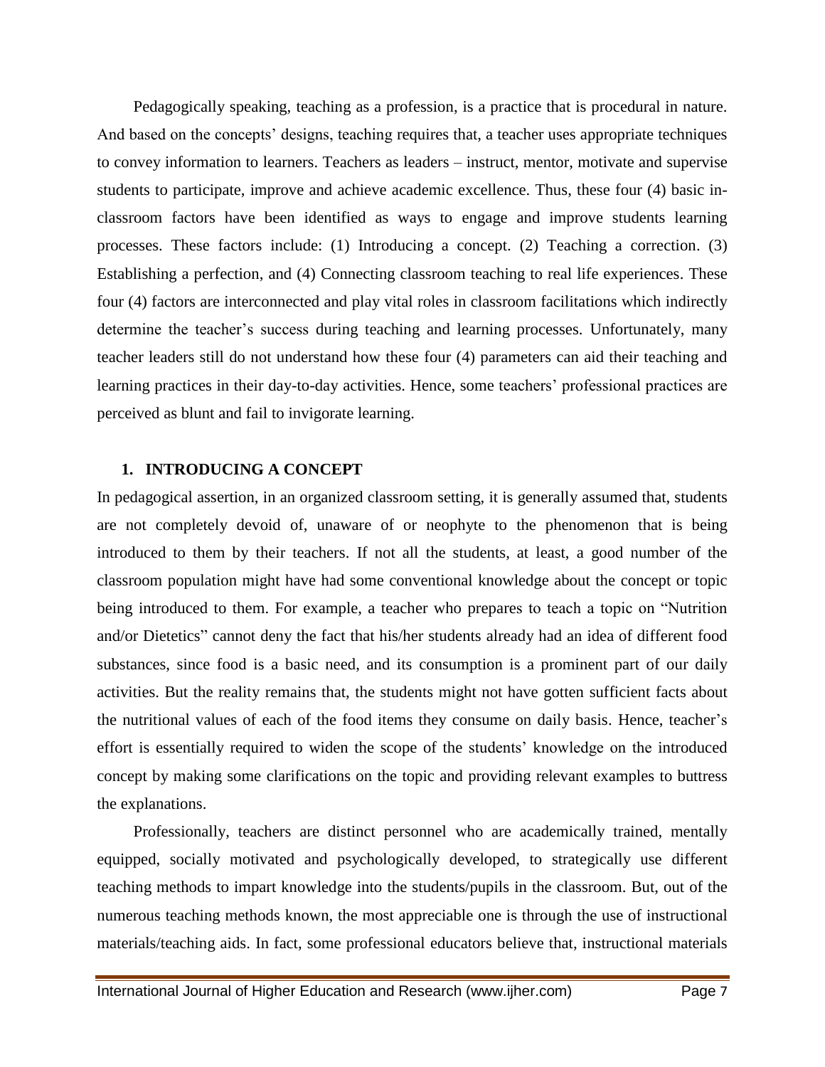Pedagogically speaking, teaching as a profession, is a practice that is procedural in nature. And based on the concepts' designs, teaching requires that, a teacher uses appropriate techniques to convey information to learners. Teachers as leaders – instruct, mentor, motivate and supervise students to participate, improve and achieve academic excellence. Thus, these four (4) basic in-classroom factors have been identified as ways to engage and improve students learning processes. These factors include: (1) Introducing a concept. (2) Teaching a correction. (3) Establishing a perfection, and (4) Connecting classroom teaching to real life experiences. These four (4) factors are interconnected and play vital roles in classroom facilitations which indirectly determine the teacher's success during teaching and learning processes. Unfortunately, many teacher leaders still do not understand how these four (4) parameters can aid their teaching and learning practices in their day-to-day activities. Hence, some teachers' professional practices are perceived as blunt and fail to invigorate learning.

## 1. INTRODUCING A CONCEPT

In pedagogical assertion, in an organized classroom setting, it is generally assumed that, students are not completely devoid of, unaware of or neophyte to the phenomenon that is being introduced to them by their teachers. If not all the students, at least, a good number of the classroom population might have had some conventional knowledge about the concept or topic being introduced to them. For example, a teacher who prepares to teach a topic on "Nutrition and/or Dietetics" cannot deny the fact that his/her students already had an idea of different food substances, since food is a basic need, and its consumption is a prominent part of our daily activities. But the reality remains that, the students might not have gotten sufficient facts about the nutritional values of each of the food items they consume on daily basis. Hence, teacher's effort is essentially required to widen the scope of the students' knowledge on the introduced concept by making some clarifications on the topic and providing relevant examples to buttress the explanations.

Professionally, teachers are distinct personnel who are academically trained, mentally equipped, socially motivated and psychologically developed, to strategically use different teaching methods to impart knowledge into the students/pupils in the classroom. But, out of the numerous teaching methods known, the most appreciable one is through the use of instructional materials/teaching aids. In fact, some professional educators believe that, instructional materials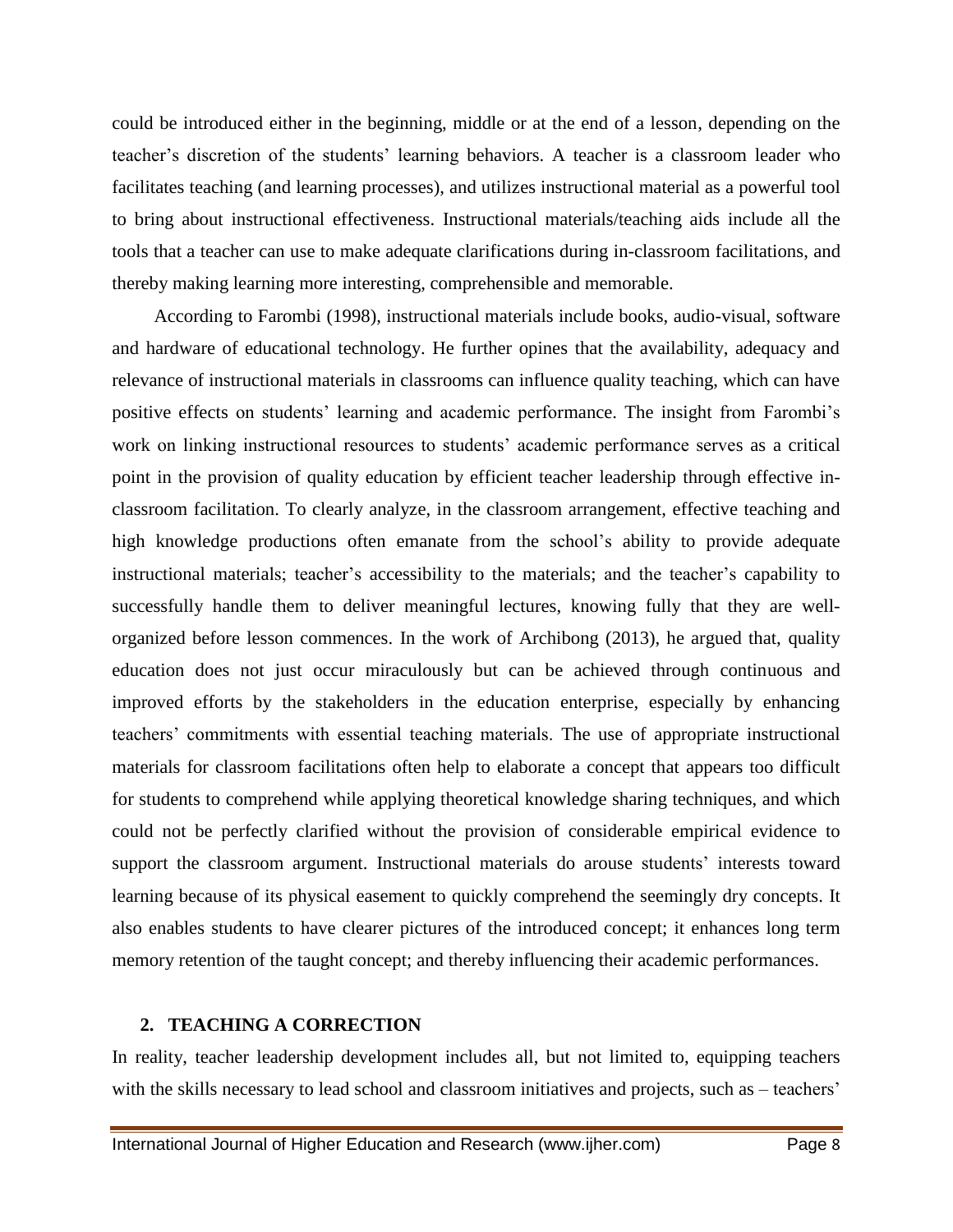could be introduced either in the beginning, middle or at the end of a lesson, depending on the teacher's discretion of the students' learning behaviors. A teacher is a classroom leader who facilitates teaching (and learning processes), and utilizes instructional material as a powerful tool to bring about instructional effectiveness. Instructional materials/teaching aids include all the tools that a teacher can use to make adequate clarifications during in-classroom facilitations, and thereby making learning more interesting, comprehensible and memorable.

According to Farombi (1998), instructional materials include books, audio-visual, software and hardware of educational technology. He further opines that the availability, adequacy and relevance of instructional materials in classrooms can influence quality teaching, which can have positive effects on students' learning and academic performance. The insight from Farombi's work on linking instructional resources to students' academic performance serves as a critical point in the provision of quality education by efficient teacher leadership through effective in-classroom facilitation. To clearly analyze, in the classroom arrangement, effective teaching and high knowledge productions often emanate from the school's ability to provide adequate instructional materials; teacher's accessibility to the materials; and the teacher's capability to successfully handle them to deliver meaningful lectures, knowing fully that they are well-organized before lesson commences. In the work of Archibong (2013), he argued that, quality education does not just occur miraculously but can be achieved through continuous and improved efforts by the stakeholders in the education enterprise, especially by enhancing teachers' commitments with essential teaching materials. The use of appropriate instructional materials for classroom facilitations often help to elaborate a concept that appears too difficult for students to comprehend while applying theoretical knowledge sharing techniques, and which could not be perfectly clarified without the provision of considerable empirical evidence to support the classroom argument. Instructional materials do arouse students' interests toward learning because of its physical easement to quickly comprehend the seemingly dry concepts. It also enables students to have clearer pictures of the introduced concept; it enhances long term memory retention of the taught concept; and thereby influencing their academic performances.

## 2. TEACHING A CORRECTION

In reality, teacher leadership development includes all, but not limited to, equipping teachers with the skills necessary to lead school and classroom initiatives and projects, such as – teachers'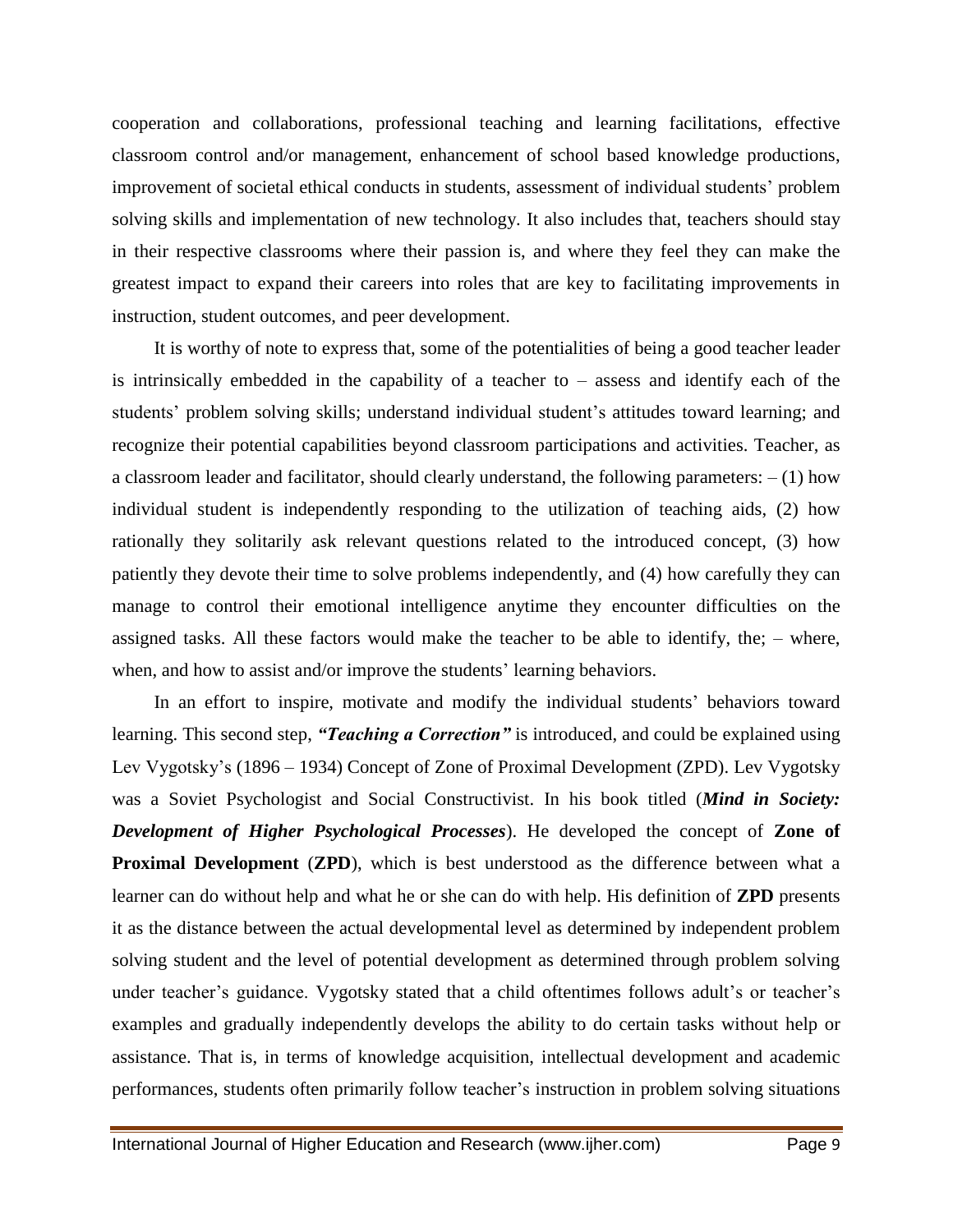cooperation and collaborations, professional teaching and learning facilitations, effective classroom control and/or management, enhancement of school based knowledge productions, improvement of societal ethical conducts in students, assessment of individual students' problem solving skills and implementation of new technology. It also includes that, teachers should stay in their respective classrooms where their passion is, and where they feel they can make the greatest impact to expand their careers into roles that are key to facilitating improvements in instruction, student outcomes, and peer development.

It is worthy of note to express that, some of the potentialities of being a good teacher leader is intrinsically embedded in the capability of a teacher to – assess and identify each of the students' problem solving skills; understand individual student's attitudes toward learning; and recognize their potential capabilities beyond classroom participations and activities. Teacher, as a classroom leader and facilitator, should clearly understand, the following parameters: – (1) how individual student is independently responding to the utilization of teaching aids, (2) how rationally they solitarily ask relevant questions related to the introduced concept, (3) how patiently they devote their time to solve problems independently, and (4) how carefully they can manage to control their emotional intelligence anytime they encounter difficulties on the assigned tasks. All these factors would make the teacher to be able to identify, the; – where, when, and how to assist and/or improve the students' learning behaviors.

In an effort to inspire, motivate and modify the individual students' behaviors toward learning. This second step, ***"Teaching a Correction"*** is introduced, and could be explained using Lev Vygotsky's (1896 – 1934) Concept of Zone of Proximal Development (ZPD). Lev Vygotsky was a Soviet Psychologist and Social Constructivist. In his book titled (***Mind in Society: Development of Higher Psychological Processes***). He developed the concept of **Zone of Proximal Development** (**ZPD**), which is best understood as the difference between what a learner can do without help and what he or she can do with help. His definition of **ZPD** presents it as the distance between the actual developmental level as determined by independent problem solving student and the level of potential development as determined through problem solving under teacher's guidance. Vygotsky stated that a child oftentimes follows adult's or teacher's examples and gradually independently develops the ability to do certain tasks without help or assistance. That is, in terms of knowledge acquisition, intellectual development and academic performances, students often primarily follow teacher's instruction in problem solving situations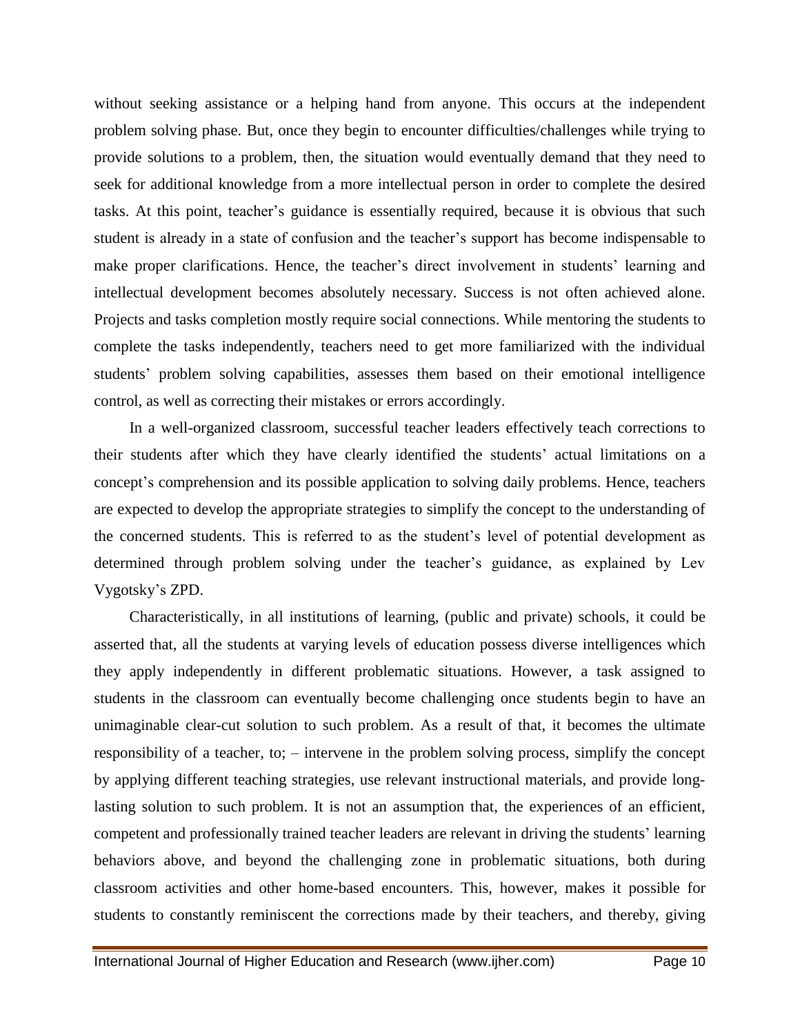without seeking assistance or a helping hand from anyone. This occurs at the independent problem solving phase. But, once they begin to encounter difficulties/challenges while trying to provide solutions to a problem, then, the situation would eventually demand that they need to seek for additional knowledge from a more intellectual person in order to complete the desired tasks. At this point, teacher's guidance is essentially required, because it is obvious that such student is already in a state of confusion and the teacher's support has become indispensable to make proper clarifications. Hence, the teacher's direct involvement in students' learning and intellectual development becomes absolutely necessary. Success is not often achieved alone. Projects and tasks completion mostly require social connections. While mentoring the students to complete the tasks independently, teachers need to get more familiarized with the individual students' problem solving capabilities, assesses them based on their emotional intelligence control, as well as correcting their mistakes or errors accordingly.

In a well-organized classroom, successful teacher leaders effectively teach corrections to their students after which they have clearly identified the students' actual limitations on a concept's comprehension and its possible application to solving daily problems. Hence, teachers are expected to develop the appropriate strategies to simplify the concept to the understanding of the concerned students. This is referred to as the student's level of potential development as determined through problem solving under the teacher's guidance, as explained by Lev Vygotsky's ZPD.

Characteristically, in all institutions of learning, (public and private) schools, it could be asserted that, all the students at varying levels of education possess diverse intelligences which they apply independently in different problematic situations. However, a task assigned to students in the classroom can eventually become challenging once students begin to have an unimaginable clear-cut solution to such problem. As a result of that, it becomes the ultimate responsibility of a teacher, to; – intervene in the problem solving process, simplify the concept by applying different teaching strategies, use relevant instructional materials, and provide long-lasting solution to such problem. It is not an assumption that, the experiences of an efficient, competent and professionally trained teacher leaders are relevant in driving the students' learning behaviors above, and beyond the challenging zone in problematic situations, both during classroom activities and other home-based encounters. This, however, makes it possible for students to constantly reminiscent the corrections made by their teachers, and thereby, giving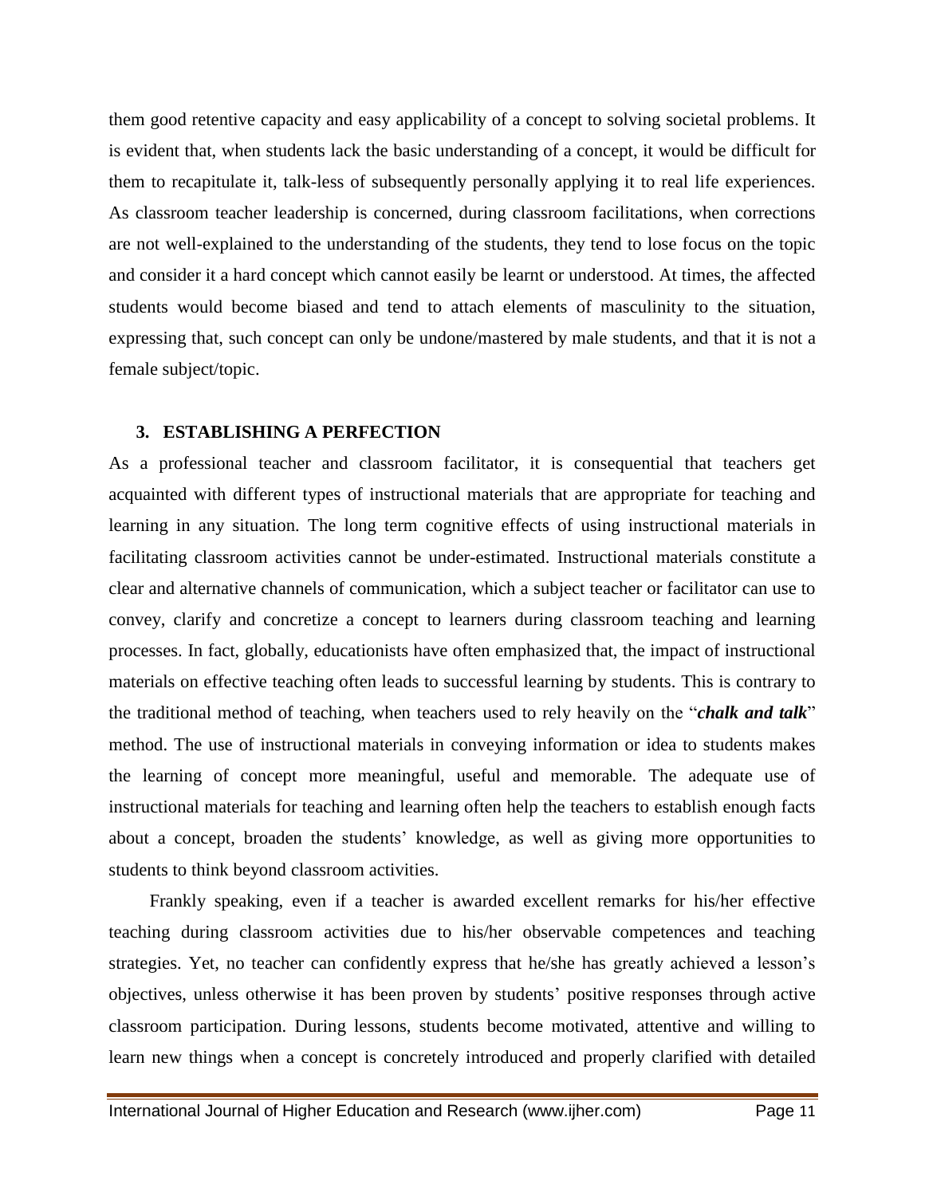them good retentive capacity and easy applicability of a concept to solving societal problems. It is evident that, when students lack the basic understanding of a concept, it would be difficult for them to recapitulate it, talk-less of subsequently personally applying it to real life experiences. As classroom teacher leadership is concerned, during classroom facilitations, when corrections are not well-explained to the understanding of the students, they tend to lose focus on the topic and consider it a hard concept which cannot easily be learnt or understood. At times, the affected students would become biased and tend to attach elements of masculinity to the situation, expressing that, such concept can only be undone/mastered by male students, and that it is not a female subject/topic.

## 3. ESTABLISHING A PERFECTION

As a professional teacher and classroom facilitator, it is consequential that teachers get acquainted with different types of instructional materials that are appropriate for teaching and learning in any situation. The long term cognitive effects of using instructional materials in facilitating classroom activities cannot be under-estimated. Instructional materials constitute a clear and alternative channels of communication, which a subject teacher or facilitator can use to convey, clarify and concretize a concept to learners during classroom teaching and learning processes. In fact, globally, educationists have often emphasized that, the impact of instructional materials on effective teaching often leads to successful learning by students. This is contrary to the traditional method of teaching, when teachers used to rely heavily on the "***chalk and talk***" method. The use of instructional materials in conveying information or idea to students makes the learning of concept more meaningful, useful and memorable. The adequate use of instructional materials for teaching and learning often help the teachers to establish enough facts about a concept, broaden the students' knowledge, as well as giving more opportunities to students to think beyond classroom activities.

Frankly speaking, even if a teacher is awarded excellent remarks for his/her effective teaching during classroom activities due to his/her observable competences and teaching strategies. Yet, no teacher can confidently express that he/she has greatly achieved a lesson's objectives, unless otherwise it has been proven by students' positive responses through active classroom participation. During lessons, students become motivated, attentive and willing to learn new things when a concept is concretely introduced and properly clarified with detailed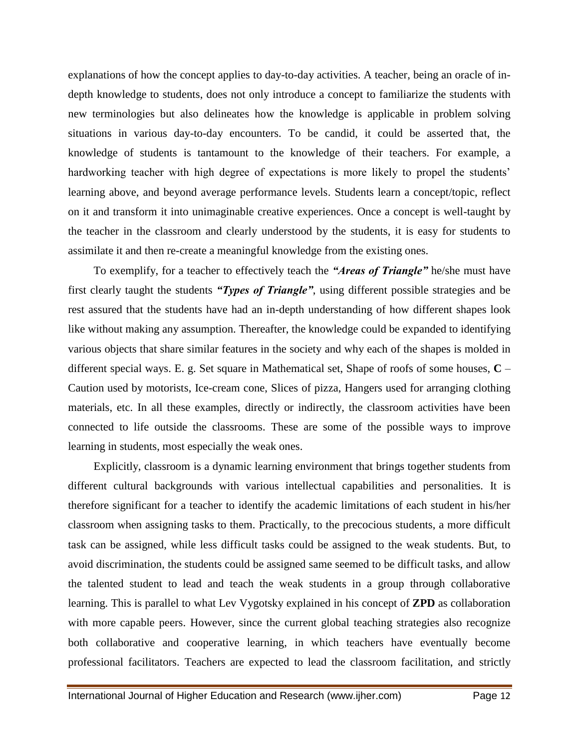explanations of how the concept applies to day-to-day activities. A teacher, being an oracle of in-depth knowledge to students, does not only introduce a concept to familiarize the students with new terminologies but also delineates how the knowledge is applicable in problem solving situations in various day-to-day encounters. To be candid, it could be asserted that, the knowledge of students is tantamount to the knowledge of their teachers. For example, a hardworking teacher with high degree of expectations is more likely to propel the students' learning above, and beyond average performance levels. Students learn a concept/topic, reflect on it and transform it into unimaginable creative experiences. Once a concept is well-taught by the teacher in the classroom and clearly understood by the students, it is easy for students to assimilate it and then re-create a meaningful knowledge from the existing ones.

To exemplify, for a teacher to effectively teach the ***"Areas of Triangle"*** he/she must have first clearly taught the students ***"Types of Triangle"***, using different possible strategies and be rest assured that the students have had an in-depth understanding of how different shapes look like without making any assumption. Thereafter, the knowledge could be expanded to identifying various objects that share similar features in the society and why each of the shapes is molded in different special ways. E. g. Set square in Mathematical set, Shape of roofs of some houses, **C** – Caution used by motorists, Ice-cream cone, Slices of pizza, Hangers used for arranging clothing materials, etc. In all these examples, directly or indirectly, the classroom activities have been connected to life outside the classrooms. These are some of the possible ways to improve learning in students, most especially the weak ones.

Explicitly, classroom is a dynamic learning environment that brings together students from different cultural backgrounds with various intellectual capabilities and personalities. It is therefore significant for a teacher to identify the academic limitations of each student in his/her classroom when assigning tasks to them. Practically, to the precocious students, a more difficult task can be assigned, while less difficult tasks could be assigned to the weak students. But, to avoid discrimination, the students could be assigned same seemed to be difficult tasks, and allow the talented student to lead and teach the weak students in a group through collaborative learning. This is parallel to what Lev Vygotsky explained in his concept of **ZPD** as collaboration with more capable peers. However, since the current global teaching strategies also recognize both collaborative and cooperative learning, in which teachers have eventually become professional facilitators. Teachers are expected to lead the classroom facilitation, and strictly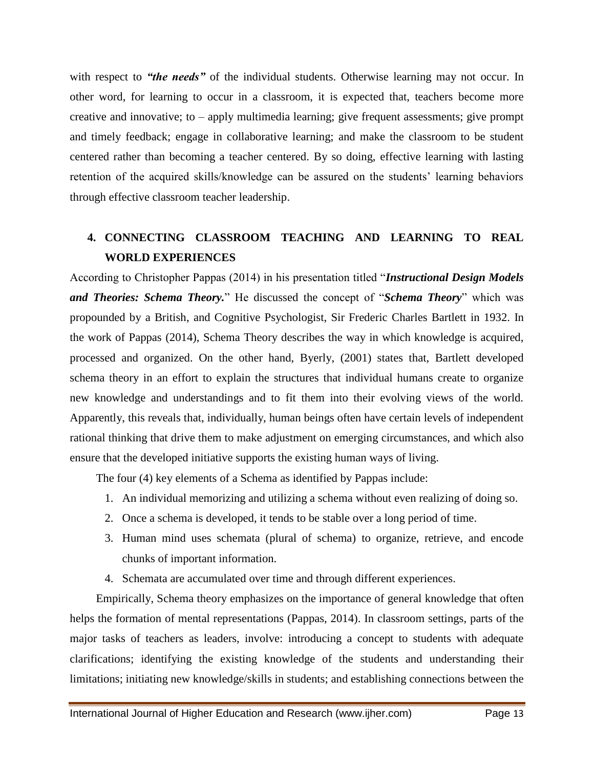with respect to ***"the needs"*** of the individual students. Otherwise learning may not occur. In other word, for learning to occur in a classroom, it is expected that, teachers become more creative and innovative; to – apply multimedia learning; give frequent assessments; give prompt and timely feedback; engage in collaborative learning; and make the classroom to be student centered rather than becoming a teacher centered. By so doing, effective learning with lasting retention of the acquired skills/knowledge can be assured on the students' learning behaviors through effective classroom teacher leadership.

## 4. CONNECTING CLASSROOM TEACHING AND LEARNING TO REAL WORLD EXPERIENCES

According to Christopher Pappas (2014) in his presentation titled "***Instructional Design Models and Theories: Schema Theory.***" He discussed the concept of "***Schema Theory***" which was propounded by a British, and Cognitive Psychologist, Sir Frederic Charles Bartlett in 1932. In the work of Pappas (2014), Schema Theory describes the way in which knowledge is acquired, processed and organized. On the other hand, Byerly, (2001) states that, Bartlett developed schema theory in an effort to explain the structures that individual humans create to organize new knowledge and understandings and to fit them into their evolving views of the world. Apparently, this reveals that, individually, human beings often have certain levels of independent rational thinking that drive them to make adjustment on emerging circumstances, and which also ensure that the developed initiative supports the existing human ways of living.

The four (4) key elements of a Schema as identified by Pappas include:

1. An individual memorizing and utilizing a schema without even realizing of doing so.
2. Once a schema is developed, it tends to be stable over a long period of time.
3. Human mind uses schemata (plural of schema) to organize, retrieve, and encode chunks of important information.
4. Schemata are accumulated over time and through different experiences.

Empirically, Schema theory emphasizes on the importance of general knowledge that often helps the formation of mental representations (Pappas, 2014). In classroom settings, parts of the major tasks of teachers as leaders, involve: introducing a concept to students with adequate clarifications; identifying the existing knowledge of the students and understanding their limitations; initiating new knowledge/skills in students; and establishing connections between the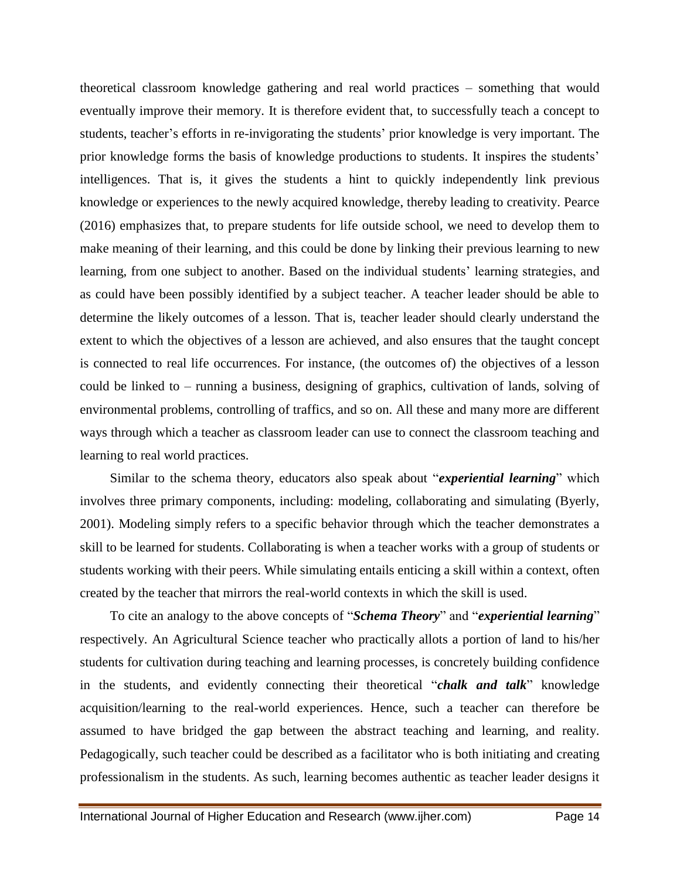theoretical classroom knowledge gathering and real world practices – something that would eventually improve their memory. It is therefore evident that, to successfully teach a concept to students, teacher's efforts in re-invigorating the students' prior knowledge is very important. The prior knowledge forms the basis of knowledge productions to students. It inspires the students' intelligences. That is, it gives the students a hint to quickly independently link previous knowledge or experiences to the newly acquired knowledge, thereby leading to creativity. Pearce (2016) emphasizes that, to prepare students for life outside school, we need to develop them to make meaning of their learning, and this could be done by linking their previous learning to new learning, from one subject to another. Based on the individual students' learning strategies, and as could have been possibly identified by a subject teacher. A teacher leader should be able to determine the likely outcomes of a lesson. That is, teacher leader should clearly understand the extent to which the objectives of a lesson are achieved, and also ensures that the taught concept is connected to real life occurrences. For instance, (the outcomes of) the objectives of a lesson could be linked to – running a business, designing of graphics, cultivation of lands, solving of environmental problems, controlling of traffics, and so on. All these and many more are different ways through which a teacher as classroom leader can use to connect the classroom teaching and learning to real world practices.

Similar to the schema theory, educators also speak about "***experiential learning***" which involves three primary components, including: modeling, collaborating and simulating (Byerly, 2001). Modeling simply refers to a specific behavior through which the teacher demonstrates a skill to be learned for students. Collaborating is when a teacher works with a group of students or students working with their peers. While simulating entails enticing a skill within a context, often created by the teacher that mirrors the real-world contexts in which the skill is used.

To cite an analogy to the above concepts of "***Schema Theory***" and "***experiential learning***" respectively. An Agricultural Science teacher who practically allots a portion of land to his/her students for cultivation during teaching and learning processes, is concretely building confidence in the students, and evidently connecting their theoretical "***chalk and talk***" knowledge acquisition/learning to the real-world experiences. Hence, such a teacher can therefore be assumed to have bridged the gap between the abstract teaching and learning, and reality. Pedagogically, such teacher could be described as a facilitator who is both initiating and creating professionalism in the students. As such, learning becomes authentic as teacher leader designs it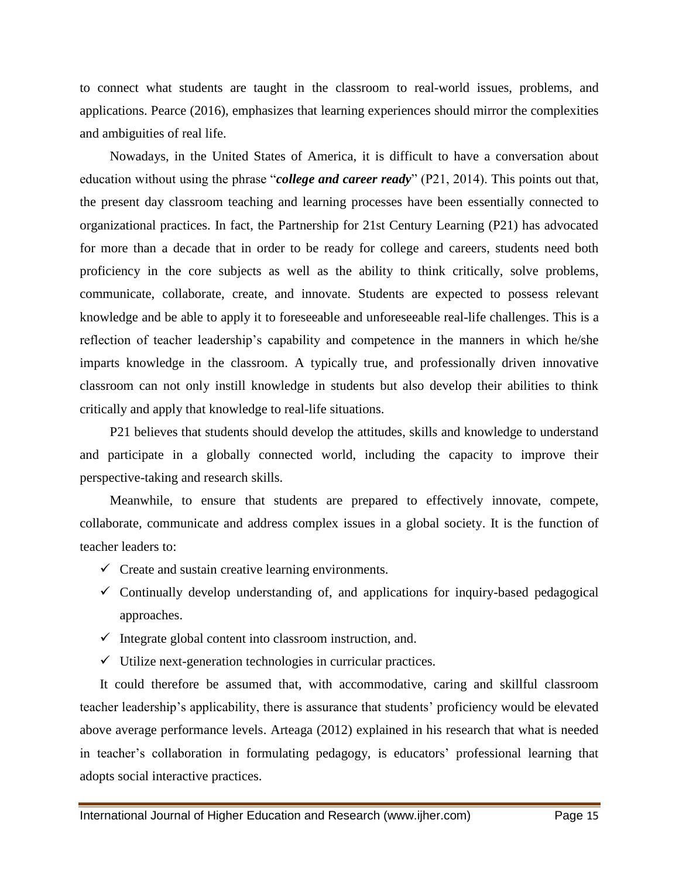to connect what students are taught in the classroom to real-world issues, problems, and applications. Pearce (2016), emphasizes that learning experiences should mirror the complexities and ambiguities of real life.

Nowadays, in the United States of America, it is difficult to have a conversation about education without using the phrase "***college and career ready***" (P21, 2014). This points out that, the present day classroom teaching and learning processes have been essentially connected to organizational practices. In fact, the Partnership for 21st Century Learning (P21) has advocated for more than a decade that in order to be ready for college and careers, students need both proficiency in the core subjects as well as the ability to think critically, solve problems, communicate, collaborate, create, and innovate. Students are expected to possess relevant knowledge and be able to apply it to foreseeable and unforeseeable real-life challenges. This is a reflection of teacher leadership's capability and competence in the manners in which he/she imparts knowledge in the classroom. A typically true, and professionally driven innovative classroom can not only instill knowledge in students but also develop their abilities to think critically and apply that knowledge to real-life situations.

P21 believes that students should develop the attitudes, skills and knowledge to understand and participate in a globally connected world, including the capacity to improve their perspective-taking and research skills.

Meanwhile, to ensure that students are prepared to effectively innovate, compete, collaborate, communicate and address complex issues in a global society. It is the function of teacher leaders to:

- ✓ Create and sustain creative learning environments.
- ✓ Continually develop understanding of, and applications for inquiry-based pedagogical approaches.
- ✓ Integrate global content into classroom instruction, and.
- ✓ Utilize next-generation technologies in curricular practices.

It could therefore be assumed that, with accommodative, caring and skillful classroom teacher leadership's applicability, there is assurance that students' proficiency would be elevated above average performance levels. Arteaga (2012) explained in his research that what is needed in teacher's collaboration in formulating pedagogy, is educators' professional learning that adopts social interactive practices.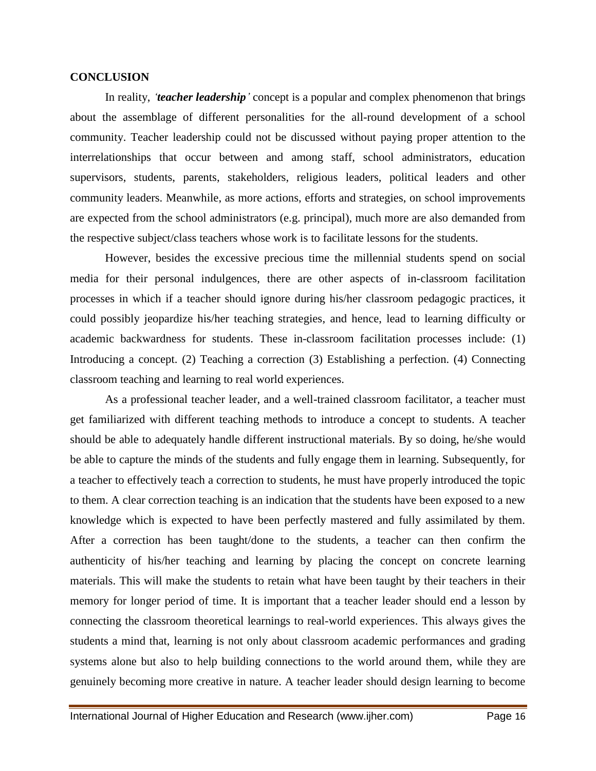## CONCLUSION

In reality, *'**teacher leadership**'* concept is a popular and complex phenomenon that brings about the assemblage of different personalities for the all-round development of a school community. Teacher leadership could not be discussed without paying proper attention to the interrelationships that occur between and among staff, school administrators, education supervisors, students, parents, stakeholders, religious leaders, political leaders and other community leaders. Meanwhile, as more actions, efforts and strategies, on school improvements are expected from the school administrators (e.g. principal), much more are also demanded from the respective subject/class teachers whose work is to facilitate lessons for the students.

However, besides the excessive precious time the millennial students spend on social media for their personal indulgences, there are other aspects of in-classroom facilitation processes in which if a teacher should ignore during his/her classroom pedagogic practices, it could possibly jeopardize his/her teaching strategies, and hence, lead to learning difficulty or academic backwardness for students. These in-classroom facilitation processes include: (1) Introducing a concept. (2) Teaching a correction (3) Establishing a perfection. (4) Connecting classroom teaching and learning to real world experiences.

As a professional teacher leader, and a well-trained classroom facilitator, a teacher must get familiarized with different teaching methods to introduce a concept to students. A teacher should be able to adequately handle different instructional materials. By so doing, he/she would be able to capture the minds of the students and fully engage them in learning. Subsequently, for a teacher to effectively teach a correction to students, he must have properly introduced the topic to them. A clear correction teaching is an indication that the students have been exposed to a new knowledge which is expected to have been perfectly mastered and fully assimilated by them. After a correction has been taught/done to the students, a teacher can then confirm the authenticity of his/her teaching and learning by placing the concept on concrete learning materials. This will make the students to retain what have been taught by their teachers in their memory for longer period of time. It is important that a teacher leader should end a lesson by connecting the classroom theoretical learnings to real-world experiences. This always gives the students a mind that, learning is not only about classroom academic performances and grading systems alone but also to help building connections to the world around them, while they are genuinely becoming more creative in nature. A teacher leader should design learning to become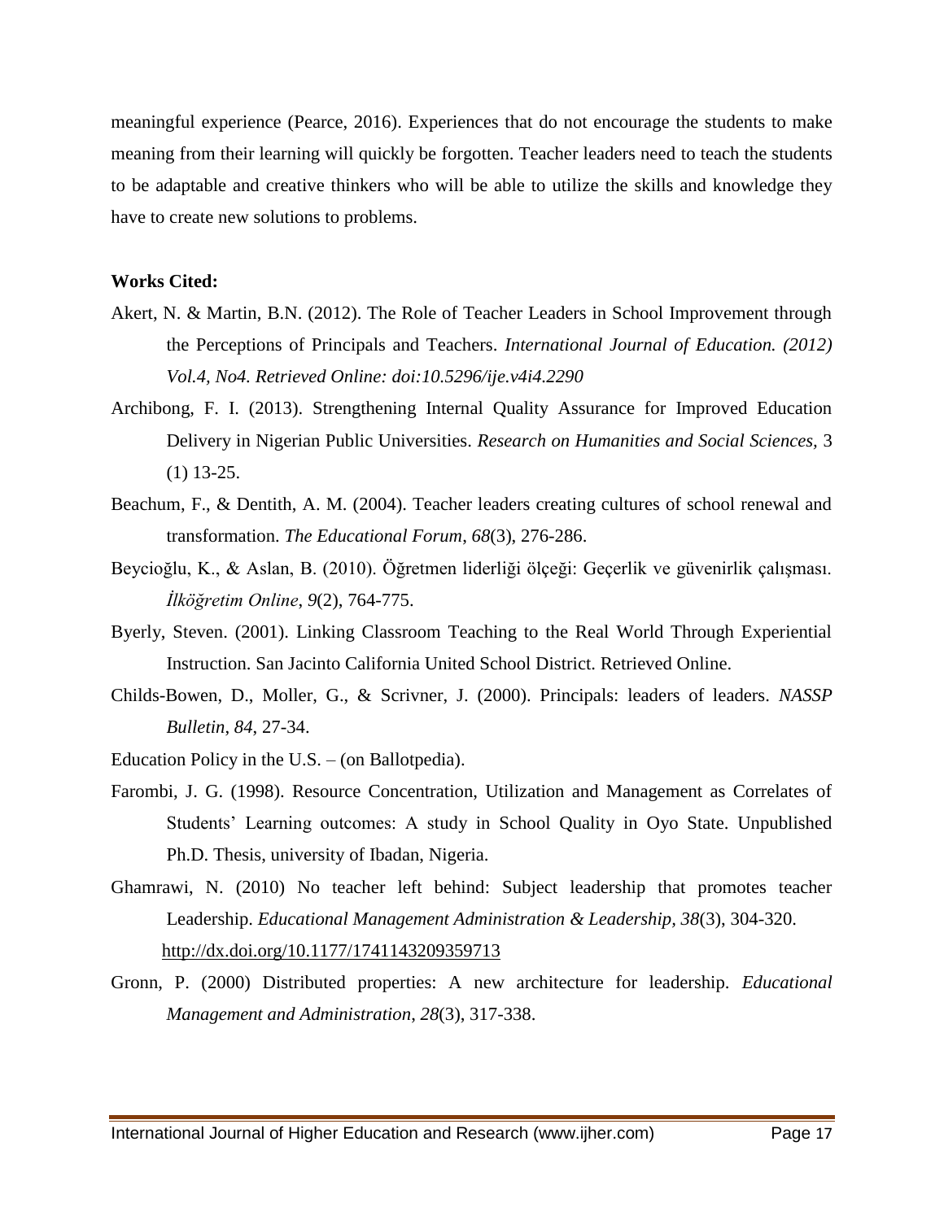meaningful experience (Pearce, 2016). Experiences that do not encourage the students to make meaning from their learning will quickly be forgotten. Teacher leaders need to teach the students to be adaptable and creative thinkers who will be able to utilize the skills and knowledge they have to create new solutions to problems.

**Works Cited:**

Akert, N. & Martin, B.N. (2012). The Role of Teacher Leaders in School Improvement through the Perceptions of Principals and Teachers. *International Journal of Education. (2012) Vol.4, No4. Retrieved Online: doi:10.5296/ije.v4i4.2290*

Archibong, F. I. (2013). Strengthening Internal Quality Assurance for Improved Education Delivery in Nigerian Public Universities. *Research on Humanities and Social Sciences,* 3 (1) 13-25.

Beachum, F., & Dentith, A. M. (2004). Teacher leaders creating cultures of school renewal and transformation. *The Educational Forum*, *68*(3), 276-286.

Beycioğlu, K., & Aslan, B. (2010). Öğretmen liderliği ölçeği: Geçerlik ve güvenirlik çalışması. *İlköğretim Online*, *9*(2), 764-775.

Byerly, Steven. (2001). Linking Classroom Teaching to the Real World Through Experiential Instruction. San Jacinto California United School District. Retrieved Online.

Childs-Bowen, D., Moller, G., & Scrivner, J. (2000). Principals: leaders of leaders. *NASSP Bulletin*, *84*, 27-34.

Education Policy in the U.S. – (on Ballotpedia).

Farombi, J. G. (1998). Resource Concentration, Utilization and Management as Correlates of Students' Learning outcomes: A study in School Quality in Oyo State. Unpublished Ph.D. Thesis, university of Ibadan, Nigeria.

Ghamrawi, N. (2010) No teacher left behind: Subject leadership that promotes teacher Leadership. *Educational Management Administration & Leadership, 38*(3), 304-320. http://dx.doi.org/10.1177/1741143209359713

Gronn, P. (2000) Distributed properties: A new architecture for leadership. *Educational Management and Administration*, *28*(3), 317-338.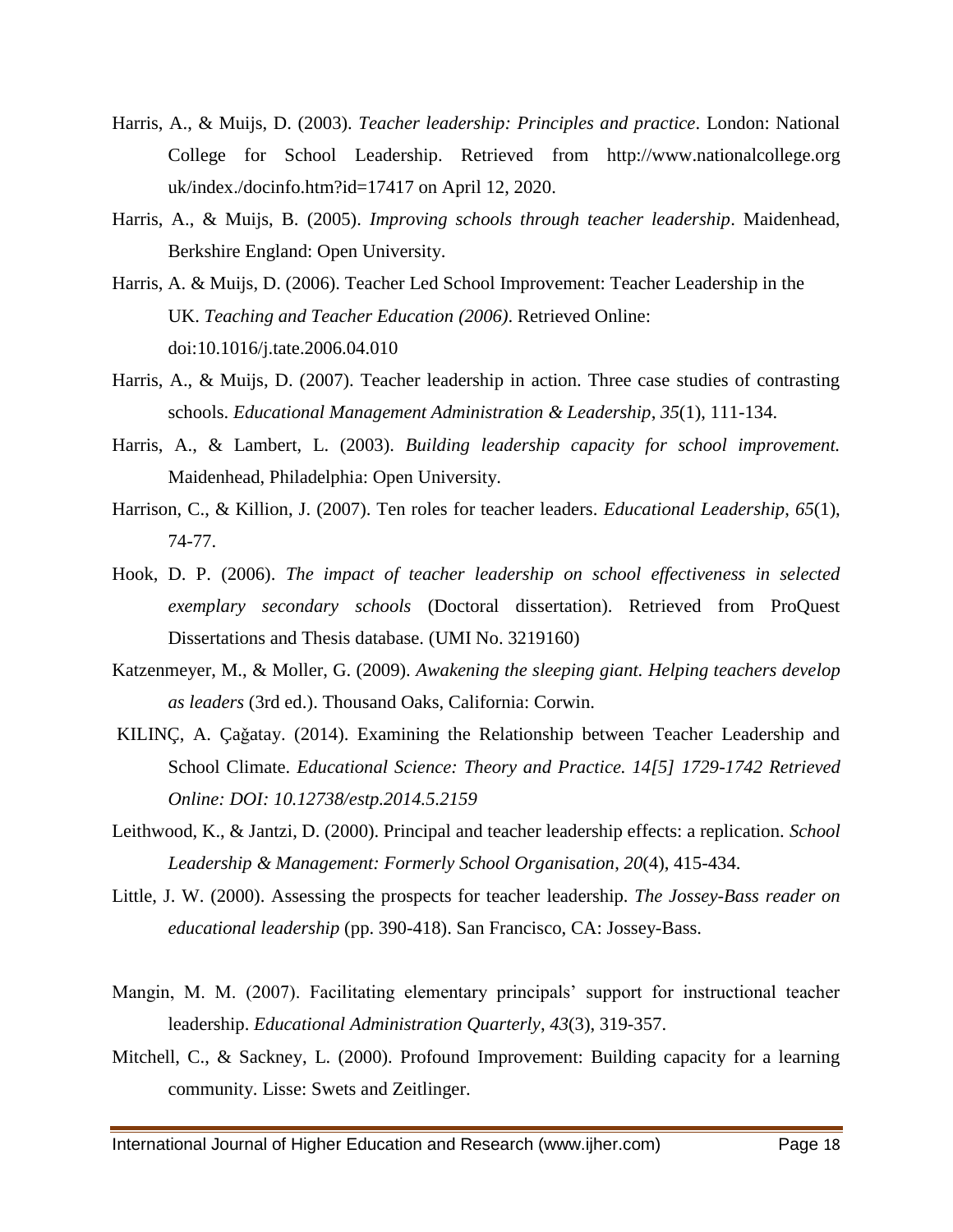Harris, A., & Muijs, D. (2003). *Teacher leadership: Principles and practice*. London: National College for School Leadership. Retrieved from http://www.nationalcollege.org uk/index./docinfo.htm?id=17417 on April 12, 2020.

Harris, A., & Muijs, B. (2005). *Improving schools through teacher leadership*. Maidenhead, Berkshire England: Open University.

Harris, A. & Muijs, D. (2006). Teacher Led School Improvement: Teacher Leadership in the UK. *Teaching and Teacher Education (2006)*. Retrieved Online: doi:10.1016/j.tate.2006.04.010

Harris, A., & Muijs, D. (2007). Teacher leadership in action. Three case studies of contrasting schools. *Educational Management Administration & Leadership*, *35*(1), 111-134.

Harris, A., & Lambert, L. (2003). *Building leadership capacity for school improvement.* Maidenhead, Philadelphia: Open University.

Harrison, C., & Killion, J. (2007). Ten roles for teacher leaders. *Educational Leadership*, *65*(1), 74-77.

Hook, D. P. (2006). *The impact of teacher leadership on school effectiveness in selected exemplary secondary schools* (Doctoral dissertation). Retrieved from ProQuest Dissertations and Thesis database. (UMI No. 3219160)

Katzenmeyer, M., & Moller, G. (2009). *Awakening the sleeping giant. Helping teachers develop as leaders* (3rd ed.). Thousand Oaks, California: Corwin.

KILINÇ, A. Çağatay. (2014). Examining the Relationship between Teacher Leadership and School Climate. *Educational Science: Theory and Practice. 14[5] 1729-1742 Retrieved Online: DOI: 10.12738/estp.2014.5.2159*

Leithwood, K., & Jantzi, D. (2000). Principal and teacher leadership effects: a replication. *School Leadership & Management: Formerly School Organisation*, *20*(4), 415-434.

Little, J. W. (2000). Assessing the prospects for teacher leadership. *The Jossey-Bass reader on educational leadership* (pp. 390-418). San Francisco, CA: Jossey-Bass.

Mangin, M. M. (2007). Facilitating elementary principals' support for instructional teacher leadership. *Educational Administration Quarterly*, *43*(3), 319-357.

Mitchell, C., & Sackney, L. (2000). Profound Improvement: Building capacity for a learning community. Lisse: Swets and Zeitlinger.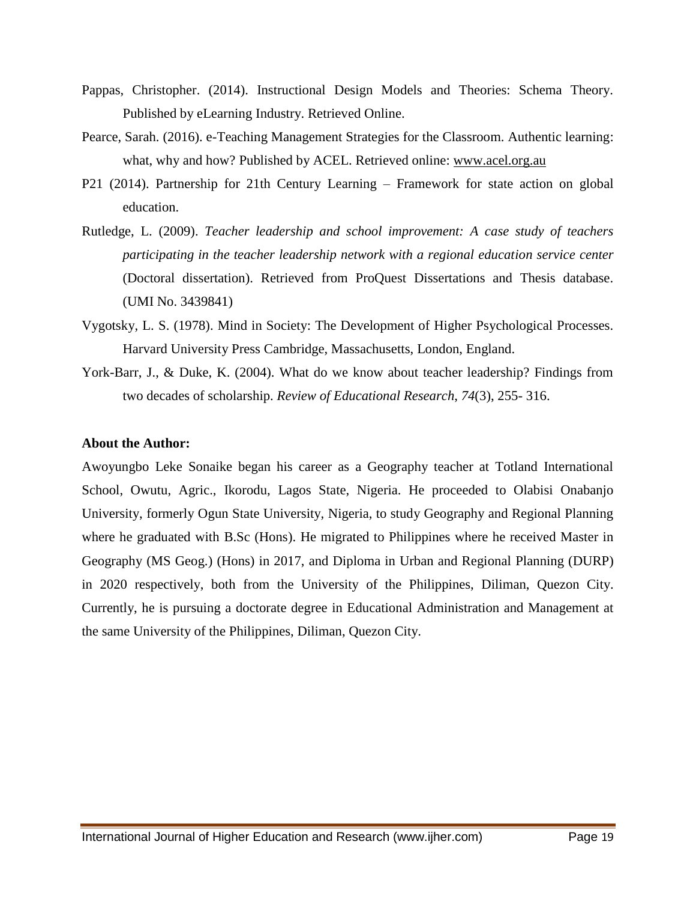Pappas, Christopher. (2014). Instructional Design Models and Theories: Schema Theory. Published by eLearning Industry. Retrieved Online.

Pearce, Sarah. (2016). e-Teaching Management Strategies for the Classroom. Authentic learning: what, why and how? Published by ACEL. Retrieved online: www.acel.org.au

P21 (2014). Partnership for 21th Century Learning – Framework for state action on global education.

Rutledge, L. (2009). *Teacher leadership and school improvement: A case study of teachers participating in the teacher leadership network with a regional education service center* (Doctoral dissertation). Retrieved from ProQuest Dissertations and Thesis database. (UMI No. 3439841)

Vygotsky, L. S. (1978). Mind in Society: The Development of Higher Psychological Processes. Harvard University Press Cambridge, Massachusetts, London, England.

York-Barr, J., & Duke, K. (2004). What do we know about teacher leadership? Findings from two decades of scholarship. *Review of Educational Research*, *74*(3), 255- 316.

**About the Author:**

Awoyungbo Leke Sonaike began his career as a Geography teacher at Totland International School, Owutu, Agric., Ikorodu, Lagos State, Nigeria. He proceeded to Olabisi Onabanjo University, formerly Ogun State University, Nigeria, to study Geography and Regional Planning where he graduated with B.Sc (Hons). He migrated to Philippines where he received Master in Geography (MS Geog.) (Hons) in 2017, and Diploma in Urban and Regional Planning (DURP) in 2020 respectively, both from the University of the Philippines, Diliman, Quezon City. Currently, he is pursuing a doctorate degree in Educational Administration and Management at the same University of the Philippines, Diliman, Quezon City.